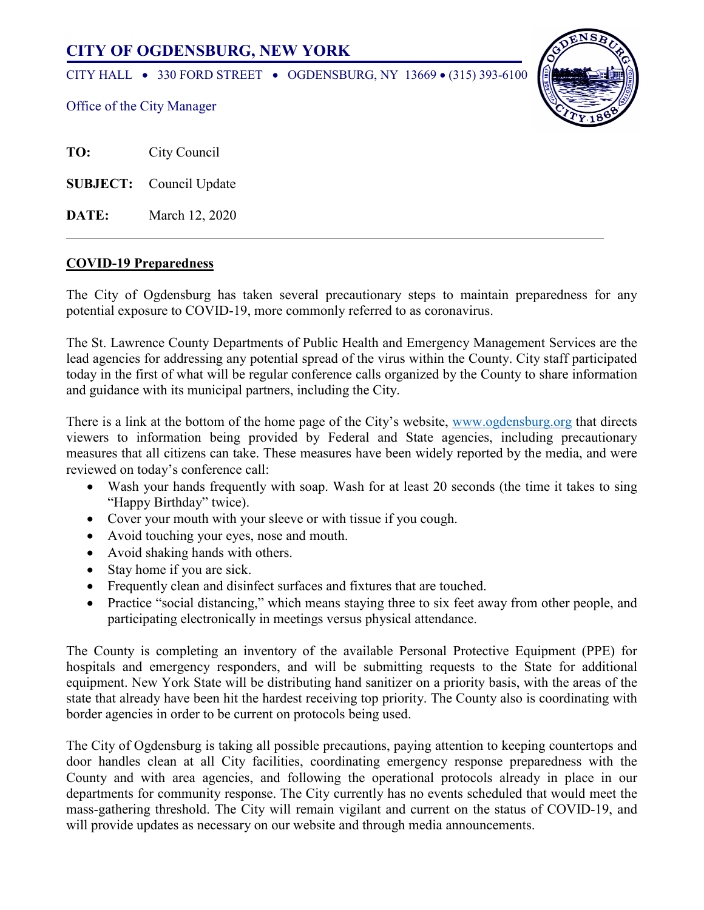# CITY OF OGDENSBURG, NEW YORK

CITY HALL • 330 FORD STREET • OGDENSBURG, NY 13669 • (315) 393-6100

Office of the City Manager

**TO:** City Council

**SUBJECT:** Council Update

**DATE:** March 12, 2020

---

## COVID-19 Preparedness

The City of Ogdensburg has taken several precautionary steps to maintain preparedness for any potential exposure to COVID-19, more commonly referred to as coronavirus.

The St. Lawrence County Departments of Public Health and Emergency Management Services are the lead agencies for addressing any potential spread of the virus within the County. City staff participated today in the first of what will be regular conference calls organized by the County to share information and guidance with its municipal partners, including the City.

There is a link at the bottom of the home page of the City's website, www.ogdensburg.org that directs viewers to information being provided by Federal and State agencies, including precautionary measures that all citizens can take. These measures have been widely reported by the media, and were reviewed on today's conference call:

- Wash your hands frequently with soap. Wash for at least 20 seconds (the time it takes to sing "Happy Birthday" twice).
- Cover your mouth with your sleeve or with tissue if you cough.
- Avoid touching your eyes, nose and mouth.
- Avoid shaking hands with others.
- Stay home if you are sick.
- Frequently clean and disinfect surfaces and fixtures that are touched.
- Practice "social distancing," which means staying three to six feet away from other people, and participating electronically in meetings versus physical attendance.

The County is completing an inventory of the available Personal Protective Equipment (PPE) for hospitals and emergency responders, and will be submitting requests to the State for additional equipment. New York State will be distributing hand sanitizer on a priority basis, with the areas of the state that already have been hit the hardest receiving top priority. The County also is coordinating with border agencies in order to be current on protocols being used.

The City of Ogdensburg is taking all possible precautions, paying attention to keeping countertops and door handles clean at all City facilities, coordinating emergency response preparedness with the County and with area agencies, and following the operational protocols already in place in our departments for community response. The City currently has no events scheduled that would meet the mass-gathering threshold. The City will remain vigilant and current on the status of COVID-19, and will provide updates as necessary on our website and through media announcements.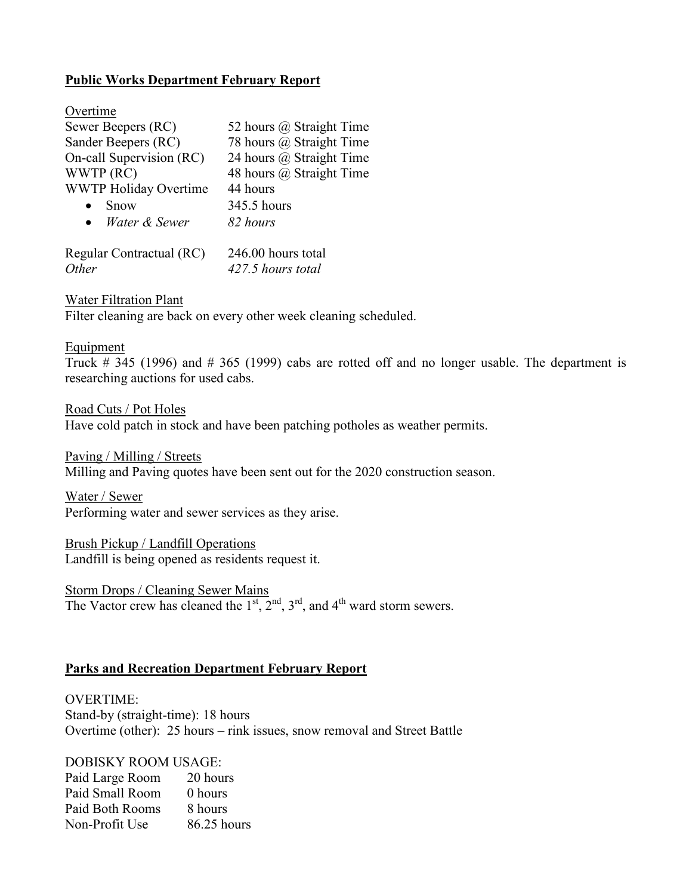**<u>Public Works Department February Report</u>**

<u>Overtime</u>

| | |
|---|---|
| Sewer Beepers (RC) | 52 hours @ Straight Time |
| Sander Beepers (RC) | 78 hours @ Straight Time |
| On-call Supervision (RC) | 24 hours @ Straight Time |
| WWTP (RC) | 48 hours @ Straight Time |
| WWTP Holiday Overtime | 44 hours |
| • Snow | 345.5 hours |
| • *Water & Sewer* | *82 hours* |
| Regular Contractual (RC) | 246.00 hours total |
| *Other* | *427.5 hours total* |

<u>Water Filtration Plant</u>
Filter cleaning are back on every other week cleaning scheduled.

<u>Equipment</u>
Truck # 345 (1996) and # 365 (1999) cabs are rotted off and no longer usable. The department is researching auctions for used cabs.

<u>Road Cuts / Pot Holes</u>
Have cold patch in stock and have been patching potholes as weather permits.

<u>Paving / Milling / Streets</u>
Milling and Paving quotes have been sent out for the 2020 construction season.

<u>Water / Sewer</u>
Performing water and sewer services as they arise.

<u>Brush Pickup / Landfill Operations</u>
Landfill is being opened as residents request it.

<u>Storm Drops / Cleaning Sewer Mains</u>
The Vactor crew has cleaned the 1st, 2nd, 3rd, and 4th ward storm sewers.

**<u>Parks and Recreation Department February Report</u>**

OVERTIME:
Stand-by (straight-time): 18 hours
Overtime (other): 25 hours – rink issues, snow removal and Street Battle

DOBISKY ROOM USAGE:

| | |
|---|---|
| Paid Large Room | 20 hours |
| Paid Small Room | 0 hours |
| Paid Both Rooms | 8 hours |
| Non-Profit Use | 86.25 hours |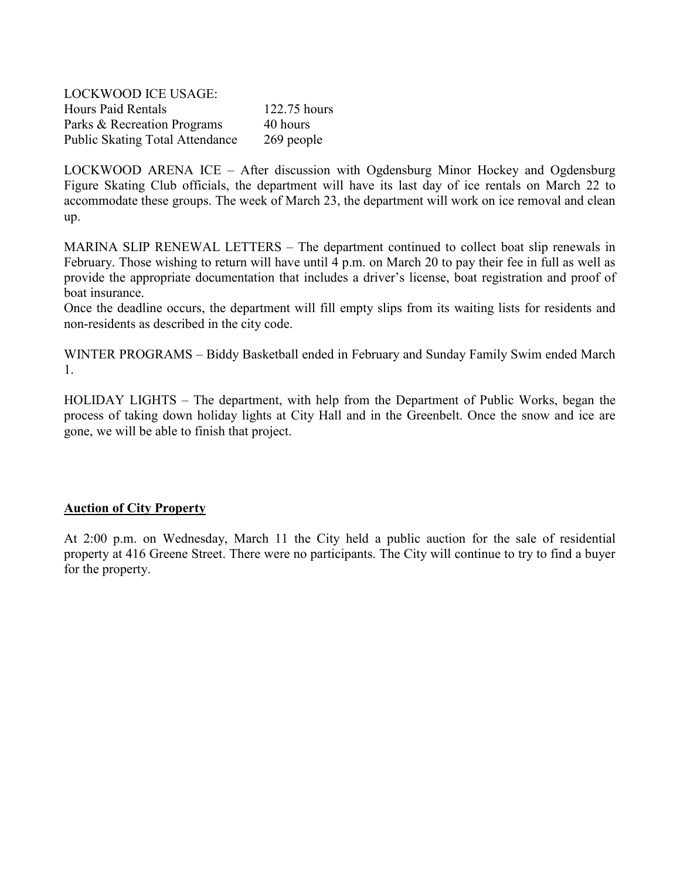LOCKWOOD ICE USAGE:

| | |
|---|---|
| Hours Paid Rentals | 122.75 hours |
| Parks & Recreation Programs | 40 hours |
| Public Skating Total Attendance | 269 people |

LOCKWOOD ARENA ICE – After discussion with Ogdensburg Minor Hockey and Ogdensburg Figure Skating Club officials, the department will have its last day of ice rentals on March 22 to accommodate these groups. The week of March 23, the department will work on ice removal and clean up.

MARINA SLIP RENEWAL LETTERS – The department continued to collect boat slip renewals in February. Those wishing to return will have until 4 p.m. on March 20 to pay their fee in full as well as provide the appropriate documentation that includes a driver's license, boat registration and proof of boat insurance.

Once the deadline occurs, the department will fill empty slips from its waiting lists for residents and non-residents as described in the city code.

WINTER PROGRAMS – Biddy Basketball ended in February and Sunday Family Swim ended March 1.

HOLIDAY LIGHTS – The department, with help from the Department of Public Works, began the process of taking down holiday lights at City Hall and in the Greenbelt. Once the snow and ice are gone, we will be able to finish that project.

## Auction of City Property

At 2:00 p.m. on Wednesday, March 11 the City held a public auction for the sale of residential property at 416 Greene Street. There were no participants. The City will continue to try to find a buyer for the property.